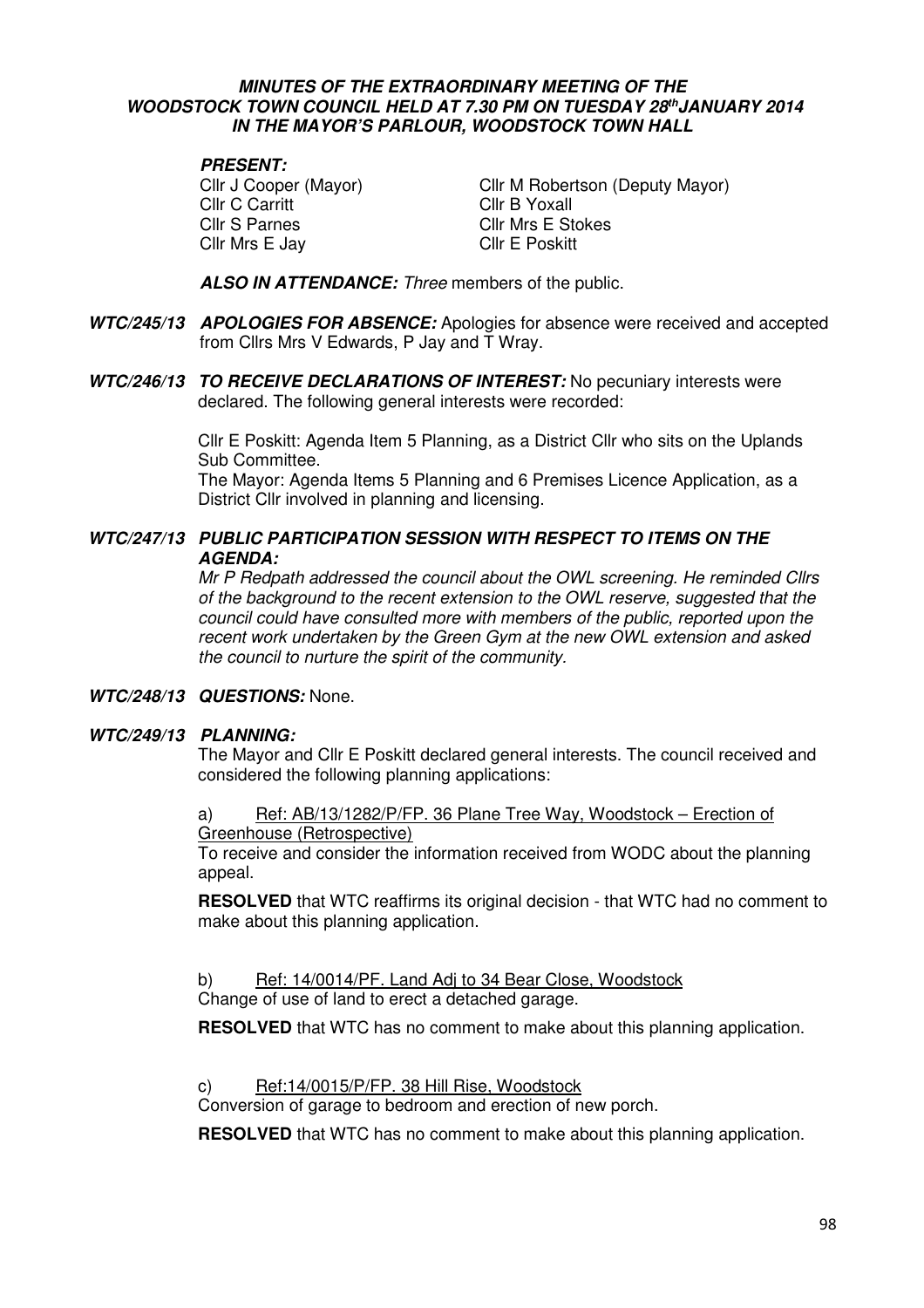***MINUTES OF THE EXTRAORDINARY MEETING OF THE WOODSTOCK TOWN COUNCIL HELD AT 7.30 PM ON TUESDAY 28th JANUARY 2014 IN THE MAYOR'S PARLOUR, WOODSTOCK TOWN HALL***

***PRESENT:***

Cllr J Cooper (Mayor)
Cllr M Robertson (Deputy Mayor)
Cllr C Carritt
Cllr B Yoxall
Cllr S Parnes
Cllr Mrs E Stokes
Cllr Mrs E Jay
Cllr E Poskitt

***ALSO IN ATTENDANCE:*** *Three* members of the public.

***WTC/245/13 APOLOGIES FOR ABSENCE:*** Apologies for absence were received and accepted from Cllrs Mrs V Edwards, P Jay and T Wray.

***WTC/246/13 TO RECEIVE DECLARATIONS OF INTEREST:*** No pecuniary interests were declared. The following general interests were recorded:

Cllr E Poskitt: Agenda Item 5 Planning, as a District Cllr who sits on the Uplands Sub Committee.
The Mayor: Agenda Items 5 Planning and 6 Premises Licence Application, as a District Cllr involved in planning and licensing.

***WTC/247/13 PUBLIC PARTICIPATION SESSION WITH RESPECT TO ITEMS ON THE AGENDA:***

*Mr P Redpath addressed the council about the OWL screening. He reminded Cllrs of the background to the recent extension to the OWL reserve, suggested that the council could have consulted more with members of the public, reported upon the recent work undertaken by the Green Gym at the new OWL extension and asked the council to nurture the spirit of the community.*

***WTC/248/13 QUESTIONS:*** None.

***WTC/249/13 PLANNING:***

The Mayor and Cllr E Poskitt declared general interests. The council received and considered the following planning applications:

a) Ref: AB/13/1282/P/FP. 36 Plane Tree Way, Woodstock – Erection of Greenhouse (Retrospective)

To receive and consider the information received from WODC about the planning appeal.

**RESOLVED** that WTC reaffirms its original decision - that WTC had no comment to make about this planning application.

b) Ref: 14/0014/PF. Land Adj to 34 Bear Close, Woodstock

Change of use of land to erect a detached garage.

**RESOLVED** that WTC has no comment to make about this planning application.

c) Ref:14/0015/P/FP. 38 Hill Rise, Woodstock

Conversion of garage to bedroom and erection of new porch.

**RESOLVED** that WTC has no comment to make about this planning application.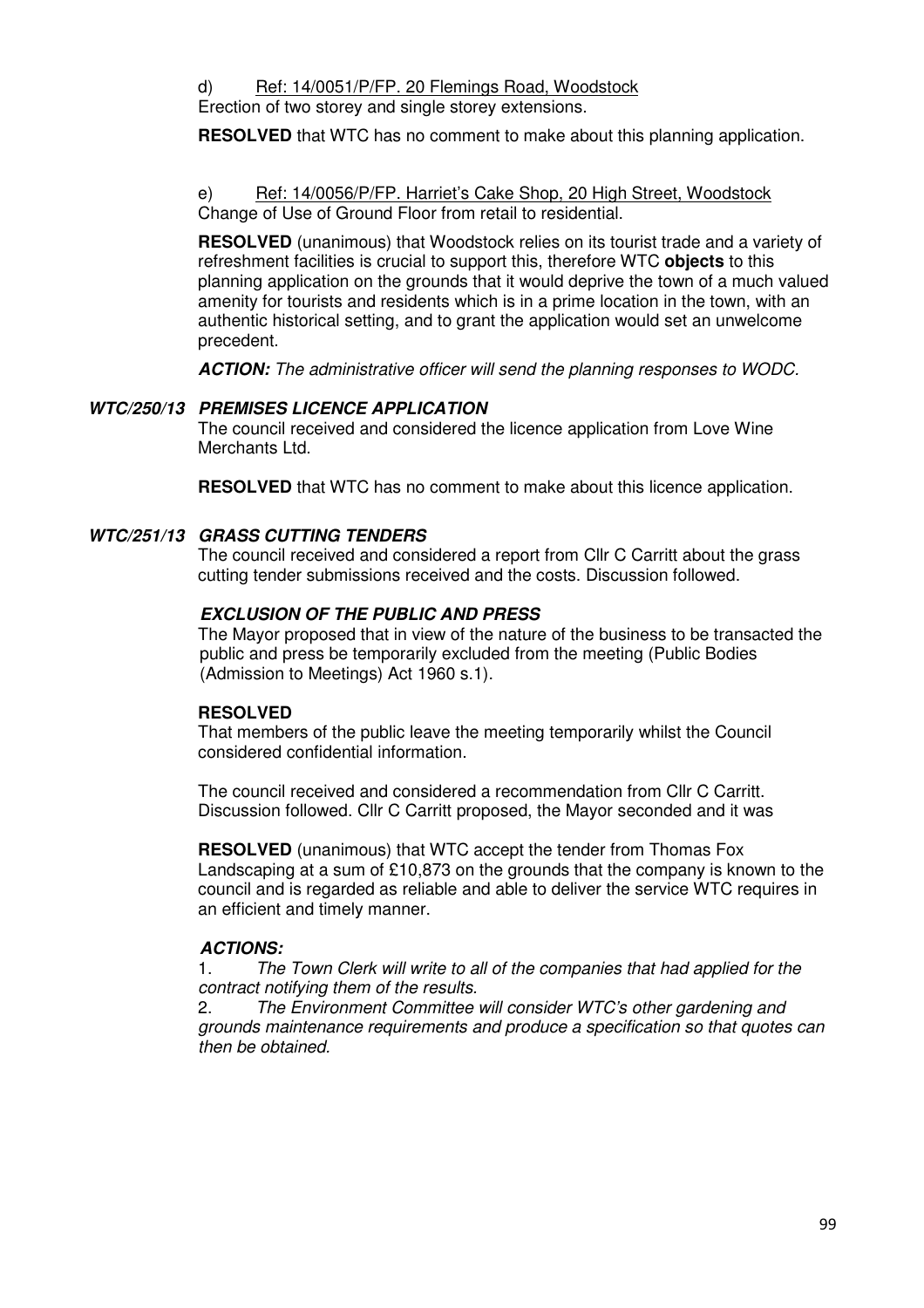d) Ref: 14/0051/P/FP. 20 Flemings Road, Woodstock
Erection of two storey and single storey extensions.

**RESOLVED** that WTC has no comment to make about this planning application.

e) Ref: 14/0056/P/FP. Harriet's Cake Shop, 20 High Street, Woodstock
Change of Use of Ground Floor from retail to residential.

**RESOLVED** (unanimous) that Woodstock relies on its tourist trade and a variety of refreshment facilities is crucial to support this, therefore WTC **objects** to this planning application on the grounds that it would deprive the town of a much valued amenity for tourists and residents which is in a prime location in the town, with an authentic historical setting, and to grant the application would set an unwelcome precedent.

***ACTION:*** *The administrative officer will send the planning responses to WODC.*

### *WTC/250/13 PREMISES LICENCE APPLICATION*

The council received and considered the licence application from Love Wine Merchants Ltd.

**RESOLVED** that WTC has no comment to make about this licence application.

### *WTC/251/13 GRASS CUTTING TENDERS*

The council received and considered a report from Cllr C Carritt about the grass cutting tender submissions received and the costs. Discussion followed.

***EXCLUSION OF THE PUBLIC AND PRESS***

The Mayor proposed that in view of the nature of the business to be transacted the public and press be temporarily excluded from the meeting (Public Bodies (Admission to Meetings) Act 1960 s.1).

**RESOLVED**

That members of the public leave the meeting temporarily whilst the Council considered confidential information.

The council received and considered a recommendation from Cllr C Carritt. Discussion followed. Cllr C Carritt proposed, the Mayor seconded and it was

**RESOLVED** (unanimous) that WTC accept the tender from Thomas Fox Landscaping at a sum of £10,873 on the grounds that the company is known to the council and is regarded as reliable and able to deliver the service WTC requires in an efficient and timely manner.

***ACTIONS:***

1. *The Town Clerk will write to all of the companies that had applied for the contract notifying them of the results.*
2. *The Environment Committee will consider WTC's other gardening and grounds maintenance requirements and produce a specification so that quotes can then be obtained.*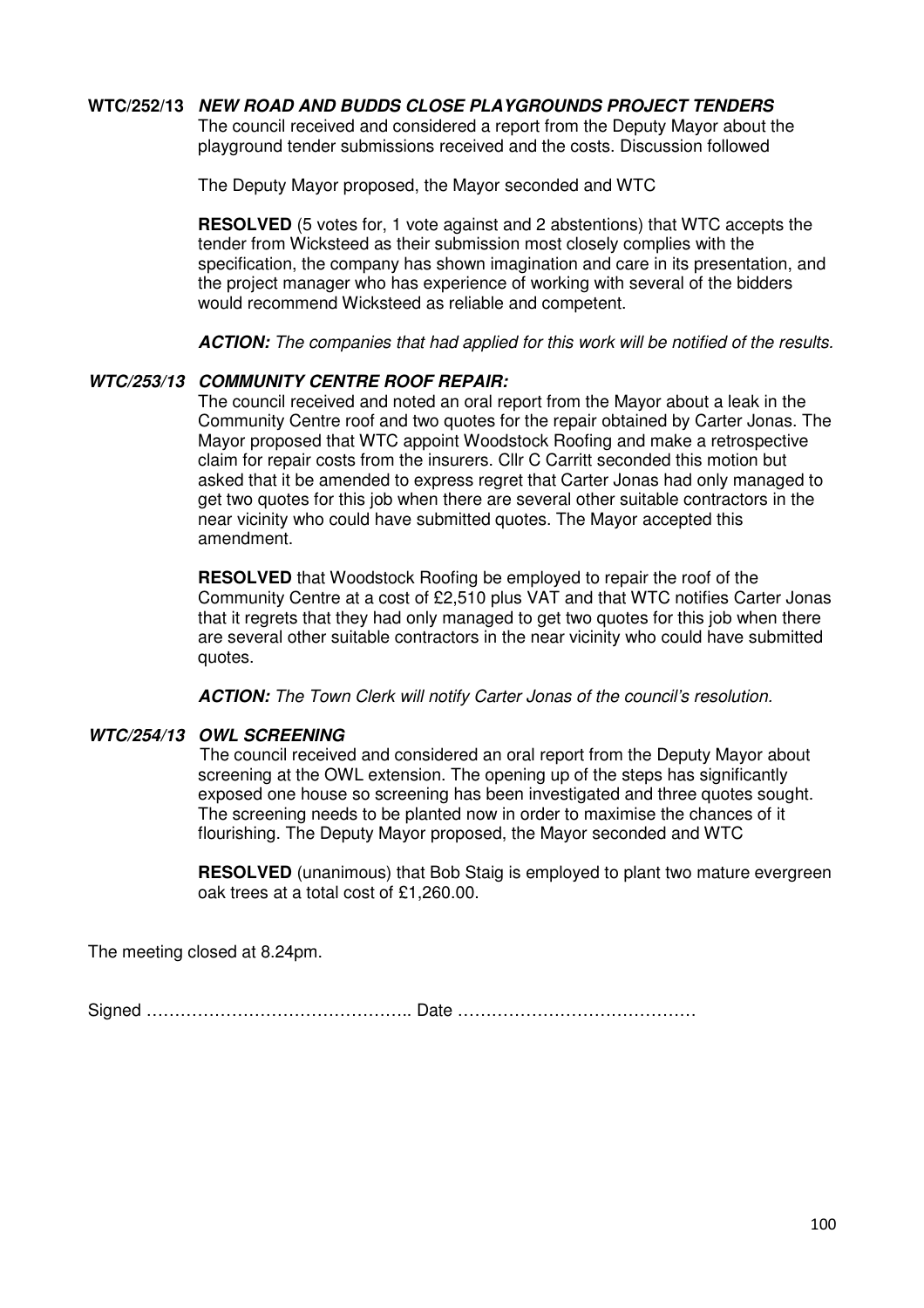**WTC/252/13 *NEW ROAD AND BUDDS CLOSE PLAYGROUNDS PROJECT TENDERS***

The council received and considered a report from the Deputy Mayor about the playground tender submissions received and the costs. Discussion followed

The Deputy Mayor proposed, the Mayor seconded and WTC

**RESOLVED** (5 votes for, 1 vote against and 2 abstentions) that WTC accepts the tender from Wicksteed as their submission most closely complies with the specification, the company has shown imagination and care in its presentation, and the project manager who has experience of working with several of the bidders would recommend Wicksteed as reliable and competent.

***ACTION:*** *The companies that had applied for this work will be notified of the results.*

***WTC/253/13 COMMUNITY CENTRE ROOF REPAIR:***

The council received and noted an oral report from the Mayor about a leak in the Community Centre roof and two quotes for the repair obtained by Carter Jonas. The Mayor proposed that WTC appoint Woodstock Roofing and make a retrospective claim for repair costs from the insurers. Cllr C Carritt seconded this motion but asked that it be amended to express regret that Carter Jonas had only managed to get two quotes for this job when there are several other suitable contractors in the near vicinity who could have submitted quotes. The Mayor accepted this amendment.

**RESOLVED** that Woodstock Roofing be employed to repair the roof of the Community Centre at a cost of £2,510 plus VAT and that WTC notifies Carter Jonas that it regrets that they had only managed to get two quotes for this job when there are several other suitable contractors in the near vicinity who could have submitted quotes.

***ACTION:*** *The Town Clerk will notify Carter Jonas of the council's resolution.*

***WTC/254/13 OWL SCREENING***

The council received and considered an oral report from the Deputy Mayor about screening at the OWL extension. The opening up of the steps has significantly exposed one house so screening has been investigated and three quotes sought. The screening needs to be planted now in order to maximise the chances of it flourishing. The Deputy Mayor proposed, the Mayor seconded and WTC

**RESOLVED** (unanimous) that Bob Staig is employed to plant two mature evergreen oak trees at a total cost of £1,260.00.

The meeting closed at 8.24pm.

Signed ……………………………………….. Date ……………………………………